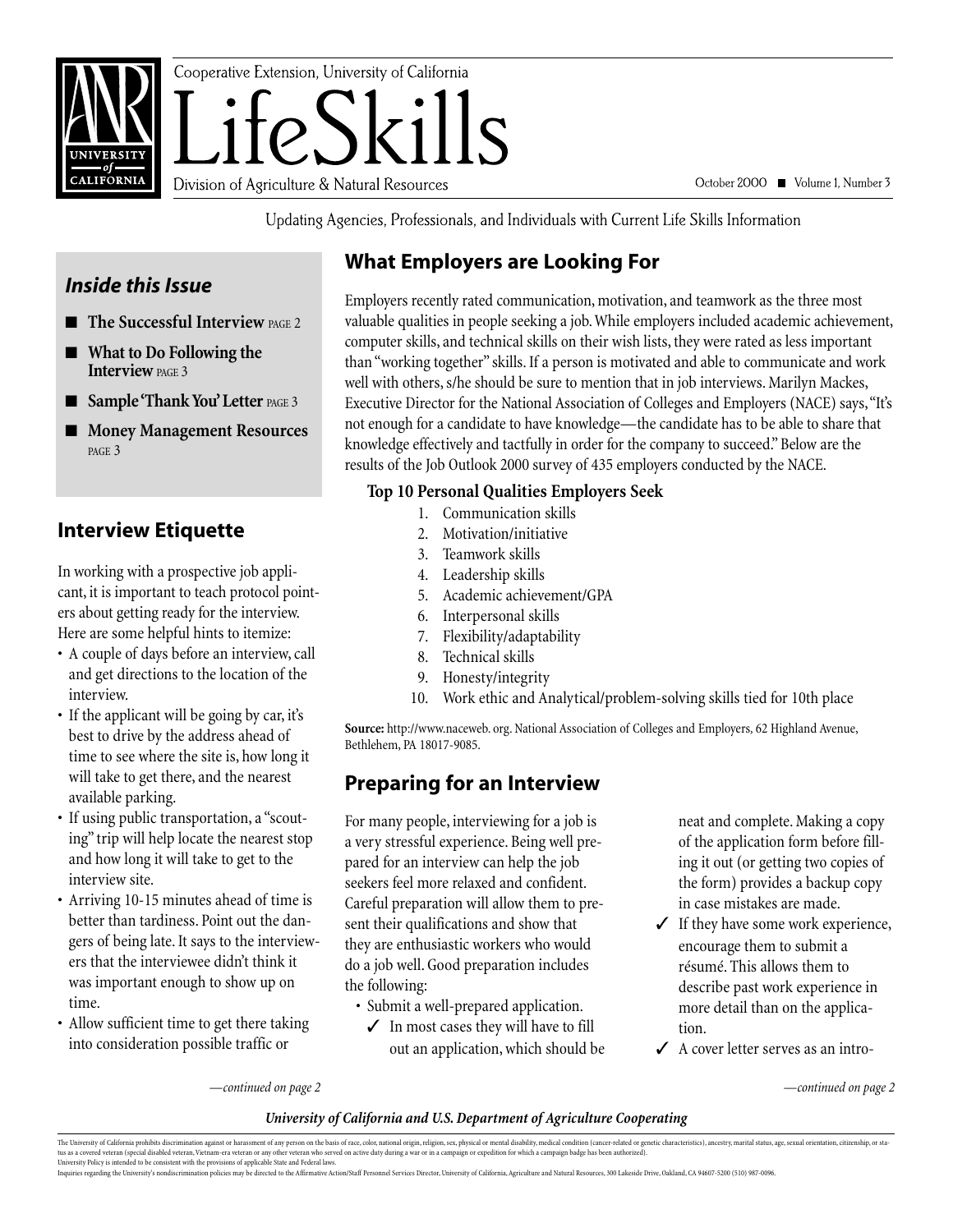Cooperative Extension, University of California

# LifeSkills

Division of Agriculture & Natural Resources

October 2000 ■ Volume 1, Number 3

Updating Agencies, Professionals, and Individuals with Current Life Skills Information

## What Employers are Looking For

Employers recently rated communication, motivation, and teamwork as the three most valuable qualities in people seeking a job. While employers included academic achievement, computer skills, and technical skills on their wish lists, they were rated as less important than "working together" skills. If a person is motivated and able to communicate and work well with others, s/he should be sure to mention that in job interviews. Marilyn Mackes, Executive Director for the National Association of Colleges and Employers (NACE) says, "It's not enough for a candidate to have knowledge—the candidate has to be able to share that knowledge effectively and tactfully in order for the company to succeed." Below are the results of the Job Outlook 2000 survey of 435 employers conducted by the NACE.

**Top 10 Personal Qualities Employers Seek**

1. Communication skills
2. Motivation/initiative
3. Teamwork skills
4. Leadership skills
5. Academic achievement/GPA
6. Interpersonal skills
7. Flexibility/adaptability
8. Technical skills
9. Honesty/integrity
10. Work ethic and Analytical/problem-solving skills tied for 10th place

**Source:** http://www.naceweb. org. National Association of Colleges and Employers, 62 Highland Avenue, Bethlehem, PA 18017-9085.

### *Inside this Issue*

- **The Successful Interview** PAGE 2
- **What to Do Following the Interview** PAGE 3
- **Sample 'Thank You' Letter** PAGE 3
- **Money Management Resources** PAGE 3

## Interview Etiquette

In working with a prospective job applicant, it is important to teach protocol pointers about getting ready for the interview. Here are some helpful hints to itemize:

- A couple of days before an interview, call and get directions to the location of the interview.
- If the applicant will be going by car, it's best to drive by the address ahead of time to see where the site is, how long it will take to get there, and the nearest available parking.
- If using public transportation, a "scouting" trip will help locate the nearest stop and how long it will take to get to the interview site.
- Arriving 10-15 minutes ahead of time is better than tardiness. Point out the dangers of being late. It says to the interviewers that the interviewee didn't think it was important enough to show up on time.
- Allow sufficient time to get there taking into consideration possible traffic or

*—continued on page 2*

## Preparing for an Interview

For many people, interviewing for a job is a very stressful experience. Being well prepared for an interview can help the job seekers feel more relaxed and confident. Careful preparation will allow them to present their qualifications and show that they are enthusiastic workers who would do a job well. Good preparation includes the following:

- Submit a well-prepared application.
  - ✓ In most cases they will have to fill out an application, which should be neat and complete. Making a copy of the application form before filling it out (or getting two copies of the form) provides a backup copy in case mistakes are made.
  - ✓ If they have some work experience, encourage them to submit a résumé. This allows them to describe past work experience in more detail than on the application.
  - ✓ A cover letter serves as an intro-

*—continued on page 2*

***University of California and U.S. Department of Agriculture Cooperating***

The University of California prohibits discrimination against or harassment of any person on the basis of race, color, national origin, religion, sex, physical or mental disability, medical condition (cancer-related or genetic characteristics), ancestry, marital status, age, sexual orientation, citizenship, or status as a covered veteran (special disabled veteran, Vietnam-era veteran or any other veteran who served on active duty during a war or in a campaign or expedition for which a campaign badge has been authorized).
University Policy is intended to be consistent with the provisions of applicable State and Federal laws.
Inquiries regarding the University's nondiscrimination policies may be directed to the Affirmative Action/Staff Personnel Services Director, University of California, Agriculture and Natural Resources, 300 Lakeside Drive, Oakland, CA 94607-5200 (510) 987-0096.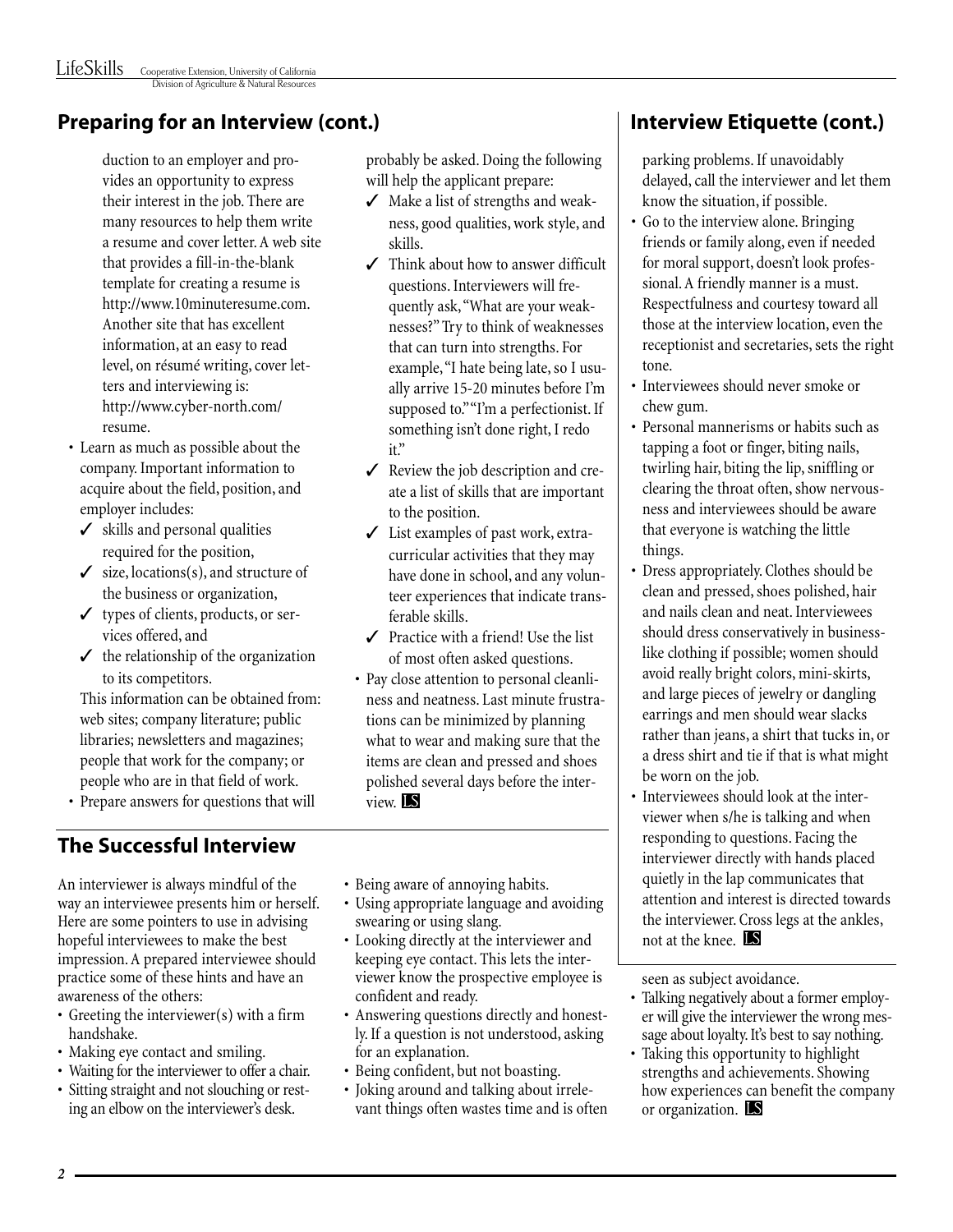## Preparing for an Interview (cont.)

duction to an employer and provides an opportunity to express their interest in the job. There are many resources to help them write a resume and cover letter. A web site that provides a fill-in-the-blank template for creating a resume is http://www.10minuteresume.com. Another site that has excellent information, at an easy to read level, on résumé writing, cover letters and interviewing is: http://www.cyber-north.com/resume.

- Learn as much as possible about the company. Important information to acquire about the field, position, and employer includes:
  - ✓ skills and personal qualities required for the position,
  - ✓ size, locations(s), and structure of the business or organization,
  - ✓ types of clients, products, or services offered, and
  - ✓ the relationship of the organization to its competitors.

  This information can be obtained from: web sites; company literature; public libraries; newsletters and magazines; people that work for the company; or people who are in that field of work.
- Prepare answers for questions that will probably be asked. Doing the following will help the applicant prepare:
  - ✓ Make a list of strengths and weakness, good qualities, work style, and skills.
  - ✓ Think about how to answer difficult questions. Interviewers will frequently ask, "What are your weaknesses?" Try to think of weaknesses that can turn into strengths. For example, "I hate being late, so I usually arrive 15-20 minutes before I'm supposed to." "I'm a perfectionist. If something isn't done right, I redo it."
  - ✓ Review the job description and create a list of skills that are important to the position.
  - ✓ List examples of past work, extracurricular activities that they may have done in school, and any volunteer experiences that indicate transferable skills.
  - ✓ Practice with a friend! Use the list of most often asked questions.
- Pay close attention to personal cleanliness and neatness. Last minute frustrations can be minimized by planning what to wear and making sure that the items are clean and pressed and shoes polished several days before the interview. LS

## The Successful Interview

An interviewer is always mindful of the way an interviewee presents him or herself. Here are some pointers to use in advising hopeful interviewees to make the best impression. A prepared interviewee should practice some of these hints and have an awareness of the others:

- Greeting the interviewer(s) with a firm handshake.
- Making eye contact and smiling.
- Waiting for the interviewer to offer a chair.
- Sitting straight and not slouching or resting an elbow on the interviewer's desk.
- Being aware of annoying habits.
- Using appropriate language and avoiding swearing or using slang.
- Looking directly at the interviewer and keeping eye contact. This lets the interviewer know the prospective employee is confident and ready.
- Answering questions directly and honestly. If a question is not understood, asking for an explanation.
- Being confident, but not boasting.
- Joking around and talking about irrelevant things often wastes time and is often seen as subject avoidance.
- Talking negatively about a former employer will give the interviewer the wrong message about loyalty. It's best to say nothing.
- Taking this opportunity to highlight strengths and achievements. Showing how experiences can benefit the company or organization. LS

## Interview Etiquette (cont.)

parking problems. If unavoidably delayed, call the interviewer and let them know the situation, if possible.

- Go to the interview alone. Bringing friends or family along, even if needed for moral support, doesn't look professional. A friendly manner is a must. Respectfulness and courtesy toward all those at the interview location, even the receptionist and secretaries, sets the right tone.
- Interviewees should never smoke or chew gum.
- Personal mannerisms or habits such as tapping a foot or finger, biting nails, twirling hair, biting the lip, sniffling or clearing the throat often, show nervousness and interviewees should be aware that everyone is watching the little things.
- Dress appropriately. Clothes should be clean and pressed, shoes polished, hair and nails clean and neat. Interviewees should dress conservatively in business-like clothing if possible; women should avoid really bright colors, mini-skirts, and large pieces of jewelry or dangling earrings and men should wear slacks rather than jeans, a shirt that tucks in, or a dress shirt and tie if that is what might be worn on the job.
- Interviewees should look at the interviewer when s/he is talking and when responding to questions. Facing the interviewer directly with hands placed quietly in the lap communicates that attention and interest is directed towards the interviewer. Cross legs at the ankles, not at the knee. LS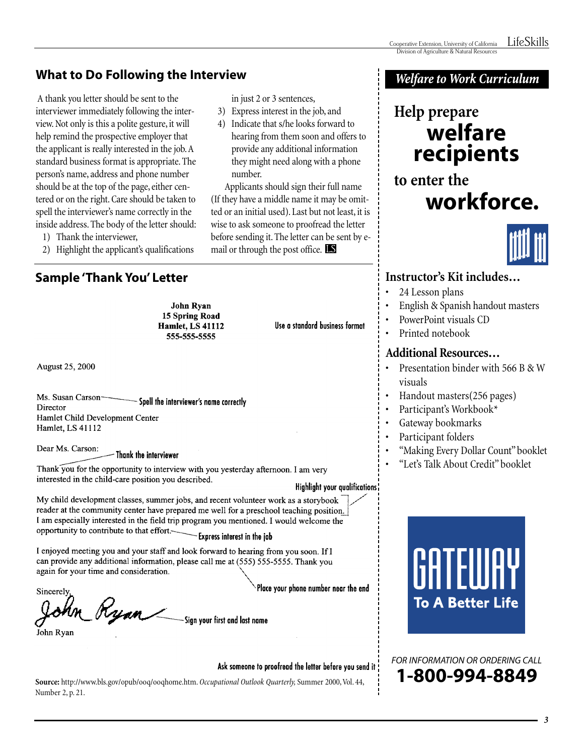## What to Do Following the Interview

A thank you letter should be sent to the interviewer immediately following the interview. Not only is this a polite gesture, it will help remind the prospective employer that the applicant is really interested in the job. A standard business format is appropriate. The person's name, address and phone number should be at the top of the page, either centered or on the right. Care should be taken to spell the interviewer's name correctly in the inside address. The body of the letter should:

1) Thank the interviewer,
2) Highlight the applicant's qualifications in just 2 or 3 sentences,
3) Express interest in the job, and
4) Indicate that s/he looks forward to hearing from them soon and offers to provide any additional information they might need along with a phone number.

Applicants should sign their full name (If they have a middle name it may be omitted or an initial used). Last but not least, it is wise to ask someone to proofread the letter before sending it. The letter can be sent by e-mail or through the post office. LS

## Sample 'Thank You' Letter

**John Ryan**
**15 Spring Road**
**Hamlet, LS 41112**
**555-555-5555**

*Use a standard business format*

August 25, 2000

Ms. Susan Carson — *Spell the interviewer's name correctly*
Director
Hamlet Child Development Center
Hamlet, LS 41112

Dear Ms. Carson: — *Thank the interviewer*

Thank you for the opportunity to interview with you yesterday afternoon. I am very interested in the child-care position you described.

*Highlight your qualifications*

My child development classes, summer jobs, and recent volunteer work as a storybook reader at the community center have prepared me well for a preschool teaching position. I am especially interested in the field trip program you mentioned. I would welcome the opportunity to contribute to that effort. — *Express interest in the job*

I enjoyed meeting you and your staff and look forward to hearing from you soon. If I can provide any additional information, please call me at (555) 555-5555. Thank you again for your time and consideration.

*Place your phone number near the end*

Sincerely,

John Ryan — *Sign your first and last name*

John Ryan

*Ask someone to proofread the letter before you send it*

**Source:** http://www.bls.gov/opub/ooq/ooqhome.htm. *Occupational Outlook Quarterly,* Summer 2000, Vol. 44, Number 2, p. 21.

---

## *Welfare to Work Curriculum*

**Help prepare welfare recipients to enter the workforce.**

### Instructor's Kit includes…

- 24 Lesson plans
- English & Spanish handout masters
- PowerPoint visuals CD
- Printed notebook

### Additional Resources…

- Presentation binder with 566 B & W visuals
- Handout masters(256 pages)
- Participant's Workbook*
- Gateway bookmarks
- Participant folders
- "Making Every Dollar Count" booklet
- "Let's Talk About Credit" booklet

**GATEWAY**
**To A Better Life**

*FOR INFORMATION OR ORDERING CALL*
**1-800-994-8849**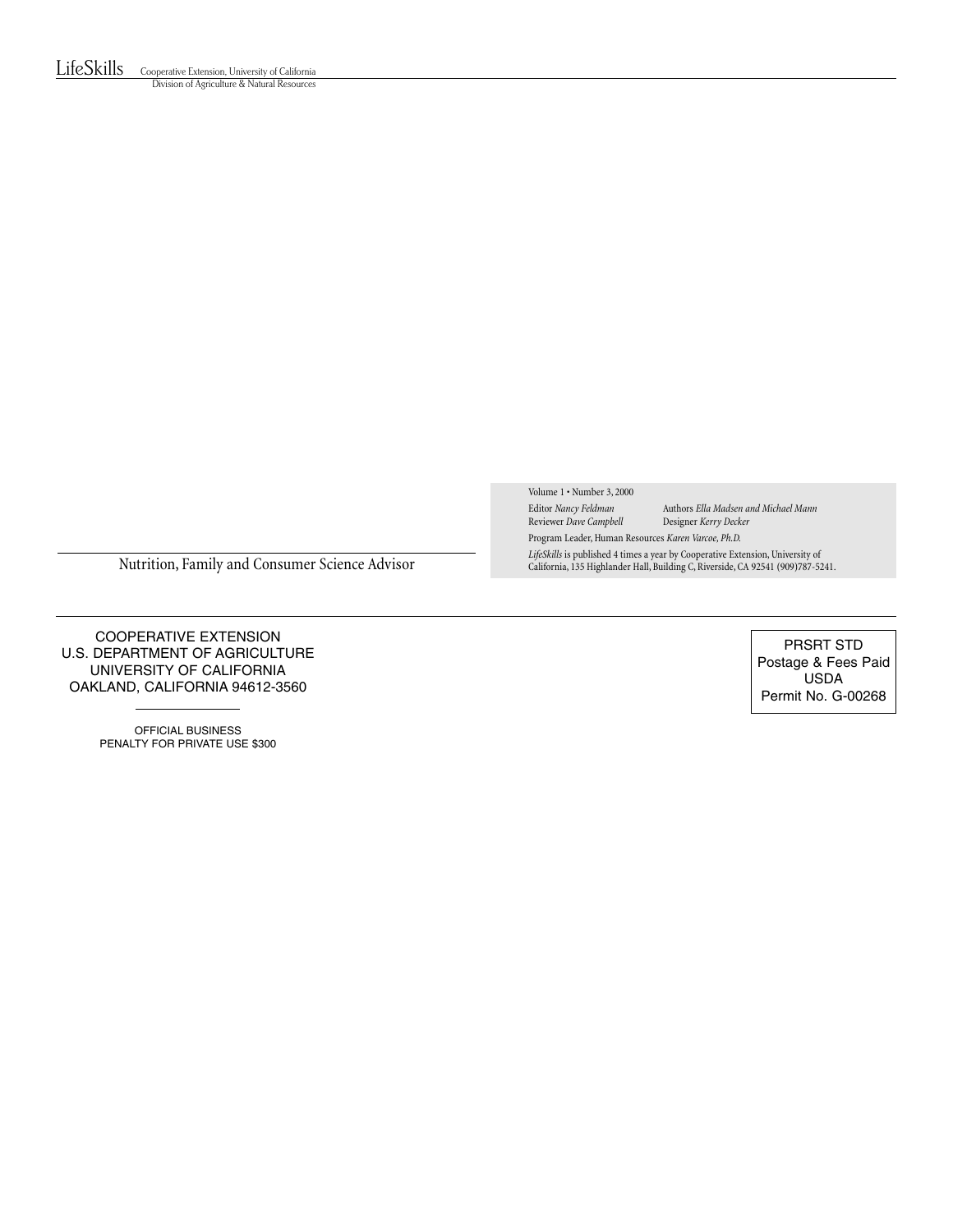LifeSkills Cooperative Extension, University of California
Division of Agriculture & Natural Resources

Nutrition, Family and Consumer Science Advisor

Volume 1 • Number 3, 2000

Editor *Nancy Feldman* Authors *Ella Madsen and Michael Mann*
Reviewer *Dave Campbell* Designer *Kerry Decker*

Program Leader, Human Resources *Karen Varcoe, Ph.D.*

*LifeSkills* is published 4 times a year by Cooperative Extension, University of California, 135 Highlander Hall, Building C, Riverside, CA 92541 (909)787-5241.

COOPERATIVE EXTENSION
U.S. DEPARTMENT OF AGRICULTURE
UNIVERSITY OF CALIFORNIA
OAKLAND, CALIFORNIA 94612-3560

OFFICIAL BUSINESS
PENALTY FOR PRIVATE USE $300

PRSRT STD
Postage & Fees Paid
USDA
Permit No. G-00268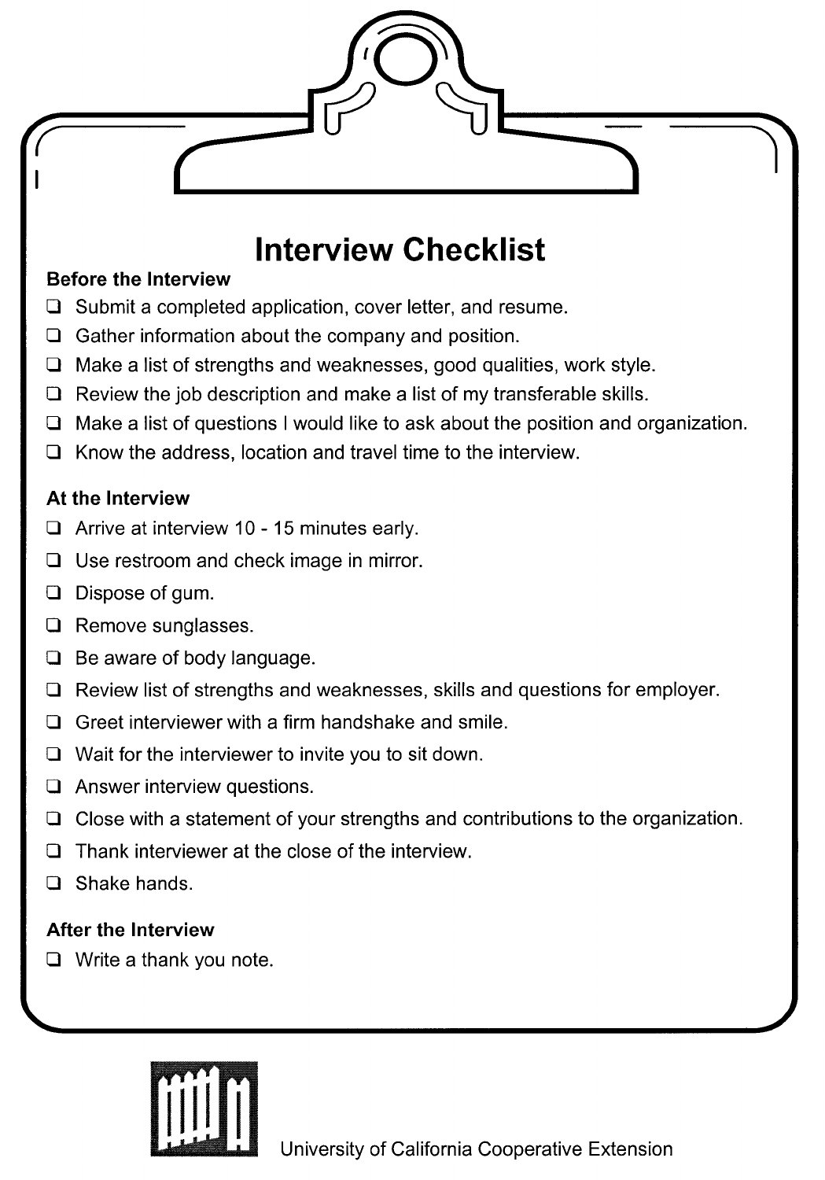# Interview Checklist

### Before the Interview

- ❑ Submit a completed application, cover letter, and resume.
- ❑ Gather information about the company and position.
- ❑ Make a list of strengths and weaknesses, good qualities, work style.
- ❑ Review the job description and make a list of my transferable skills.
- ❑ Make a list of questions I would like to ask about the position and organization.
- ❑ Know the address, location and travel time to the interview.

### At the Interview

- ❑ Arrive at interview 10 - 15 minutes early.
- ❑ Use restroom and check image in mirror.
- ❑ Dispose of gum.
- ❑ Remove sunglasses.
- ❑ Be aware of body language.
- ❑ Review list of strengths and weaknesses, skills and questions for employer.
- ❑ Greet interviewer with a firm handshake and smile.
- ❑ Wait for the interviewer to invite you to sit down.
- ❑ Answer interview questions.
- ❑ Close with a statement of your strengths and contributions to the organization.
- ❑ Thank interviewer at the close of the interview.
- ❑ Shake hands.

### After the Interview

- ❑ Write a thank you note.

University of California Cooperative Extension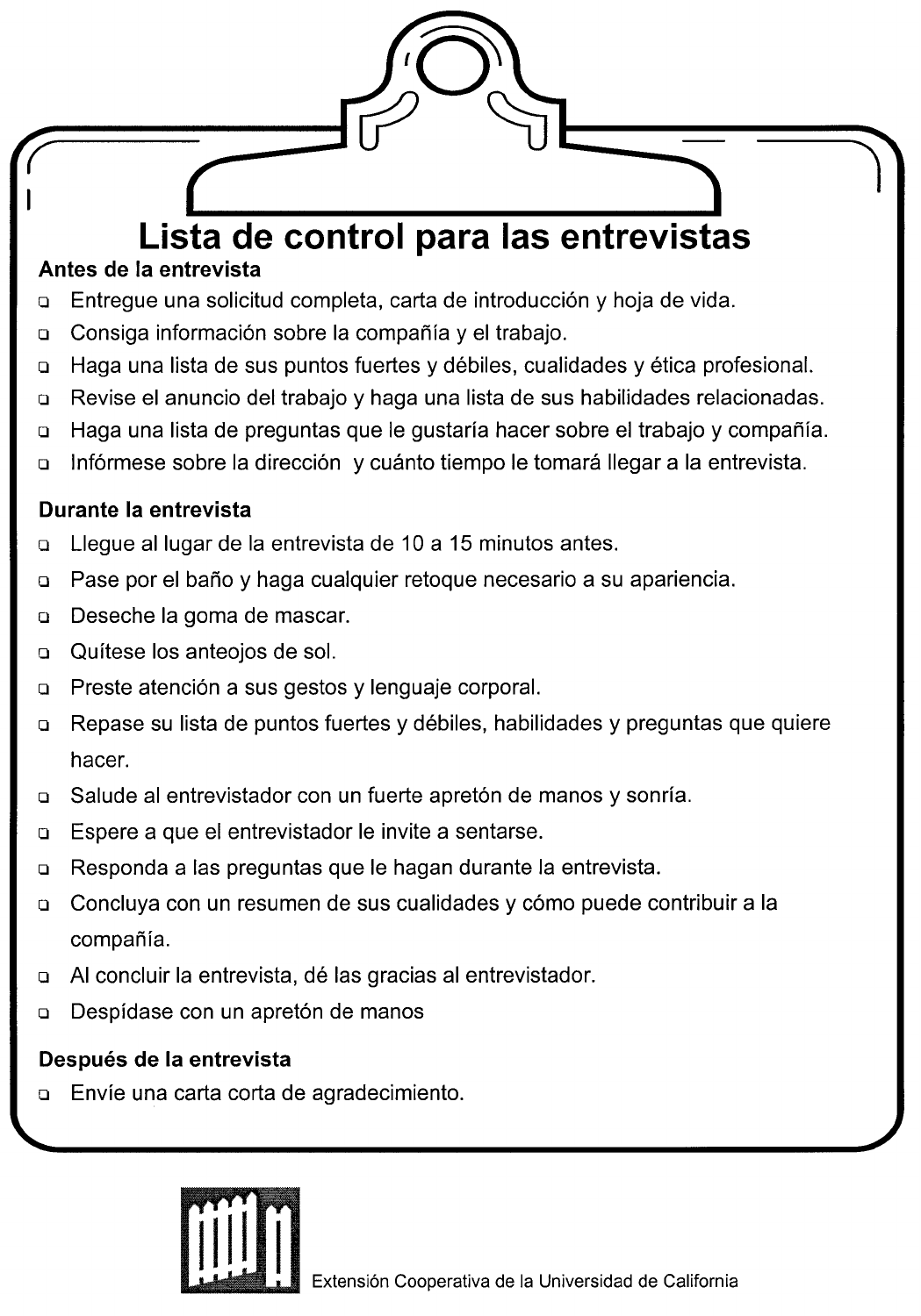# Lista de control para las entrevistas

### Antes de la entrevista

- ❑ Entregue una solicitud completa, carta de introducción y hoja de vida.
- ❑ Consiga información sobre la compañía y el trabajo.
- ❑ Haga una lista de sus puntos fuertes y débiles, cualidades y ética profesional.
- ❑ Revise el anuncio del trabajo y haga una lista de sus habilidades relacionadas.
- ❑ Haga una lista de preguntas que le gustaría hacer sobre el trabajo y compañía.
- ❑ Infórmese sobre la dirección y cuánto tiempo le tomará llegar a la entrevista.

### Durante la entrevista

- ❑ Llegue al lugar de la entrevista de 10 a 15 minutos antes.
- ❑ Pase por el baño y haga cualquier retoque necesario a su apariencia.
- ❑ Deseche la goma de mascar.
- ❑ Quítese los anteojos de sol.
- ❑ Preste atención a sus gestos y lenguaje corporal.
- ❑ Repase su lista de puntos fuertes y débiles, habilidades y preguntas que quiere hacer.
- ❑ Salude al entrevistador con un fuerte apretón de manos y sonría.
- ❑ Espere a que el entrevistador le invite a sentarse.
- ❑ Responda a las preguntas que le hagan durante la entrevista.
- ❑ Concluya con un resumen de sus cualidades y cómo puede contribuir a la compañía.
- ❑ Al concluir la entrevista, dé las gracias al entrevistador.
- ❑ Despídase con un apretón de manos

### Después de la entrevista

- ❑ Envíe una carta corta de agradecimiento.

Extensión Cooperativa de la Universidad de California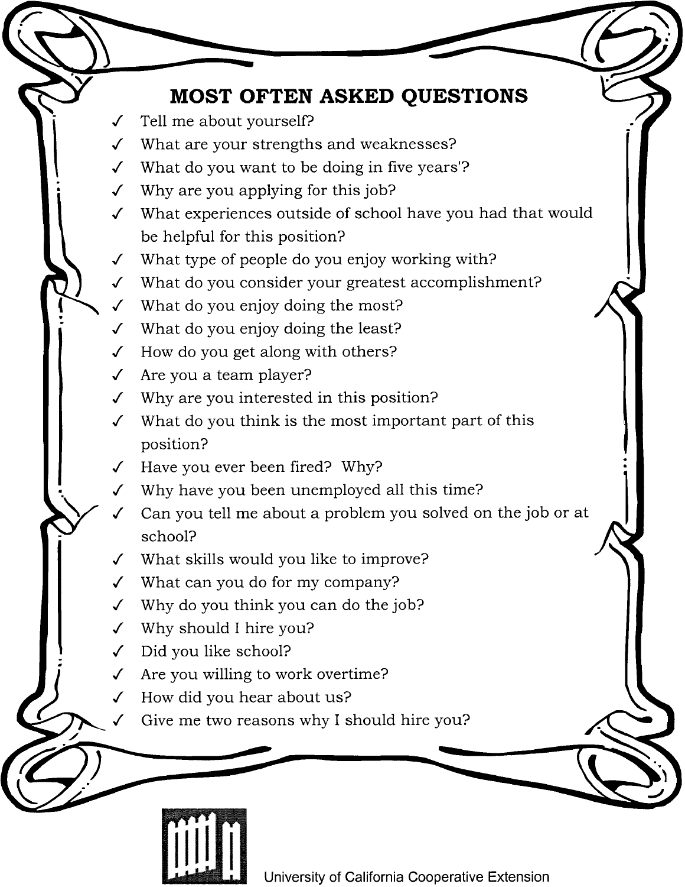# MOST OFTEN ASKED QUESTIONS

- ✓ Tell me about yourself?
- ✓ What are your strengths and weaknesses?
- ✓ What do you want to be doing in five years'?
- ✓ Why are you applying for this job?
- ✓ What experiences outside of school have you had that would be helpful for this position?
- ✓ What type of people do you enjoy working with?
- ✓ What do you consider your greatest accomplishment?
- ✓ What do you enjoy doing the most?
- ✓ What do you enjoy doing the least?
- ✓ How do you get along with others?
- ✓ Are you a team player?
- ✓ Why are you interested in this position?
- ✓ What do you think is the most important part of this position?
- ✓ Have you ever been fired? Why?
- ✓ Why have you been unemployed all this time?
- ✓ Can you tell me about a problem you solved on the job or at school?
- ✓ What skills would you like to improve?
- ✓ What can you do for my company?
- ✓ Why do you think you can do the job?
- ✓ Why should I hire you?
- ✓ Did you like school?
- ✓ Are you willing to work overtime?
- ✓ How did you hear about us?
- ✓ Give me two reasons why I should hire you?

University of California Cooperative Extension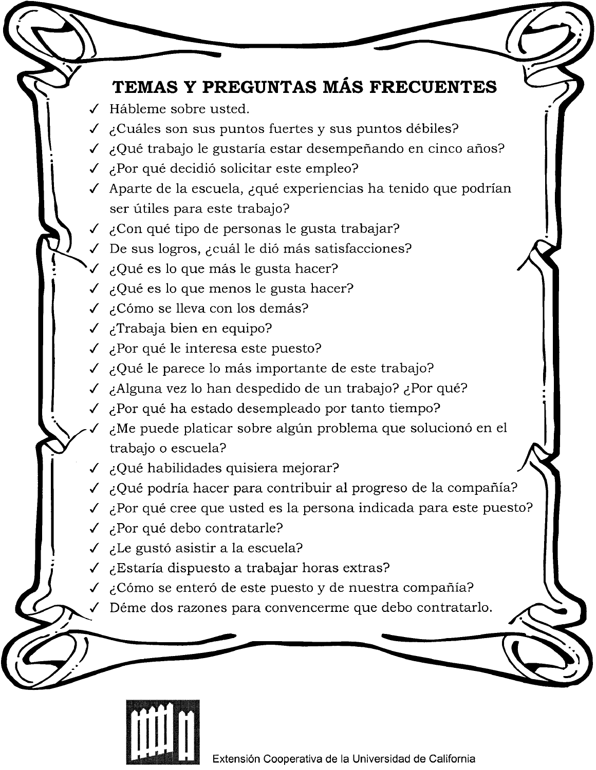# TEMAS Y PREGUNTAS MÁS FRECUENTES

- ✓ Hábleme sobre usted.
- ✓ ¿Cuáles son sus puntos fuertes y sus puntos débiles?
- ✓ ¿Qué trabajo le gustaría estar desempeñando en cinco años?
- ✓ ¿Por qué decidió solicitar este empleo?
- ✓ Aparte de la escuela, ¿qué experiencias ha tenido que podrían ser útiles para este trabajo?
- ✓ ¿Con qué tipo de personas le gusta trabajar?
- ✓ De sus logros, ¿cuál le dió más satisfacciones?
- ✓ ¿Qué es lo que más le gusta hacer?
- ✓ ¿Qué es lo que menos le gusta hacer?
- ✓ ¿Cómo se lleva con los demás?
- ✓ ¿Trabaja bien en equipo?
- ✓ ¿Por qué le interesa este puesto?
- ✓ ¿Qué le parece lo más importante de este trabajo?
- ✓ ¿Alguna vez lo han despedido de un trabajo? ¿Por qué?
- ✓ ¿Por qué ha estado desempleado por tanto tiempo?
- ✓ ¿Me puede platicar sobre algún problema que solucionó en el trabajo o escuela?
- ✓ ¿Qué habilidades quisiera mejorar?
- ✓ ¿Qué podría hacer para contribuir al progreso de la compañía?
- ✓ ¿Por qué cree que usted es la persona indicada para este puesto?
- ✓ ¿Por qué debo contratarle?
- ✓ ¿Le gustó asistir a la escuela?
- ✓ ¿Estaría dispuesto a trabajar horas extras?
- ✓ ¿Cómo se enteró de este puesto y de nuestra compañía?
- ✓ Déme dos razones para convencerme que debo contratarlo.

Extensión Cooperativa de la Universidad de California